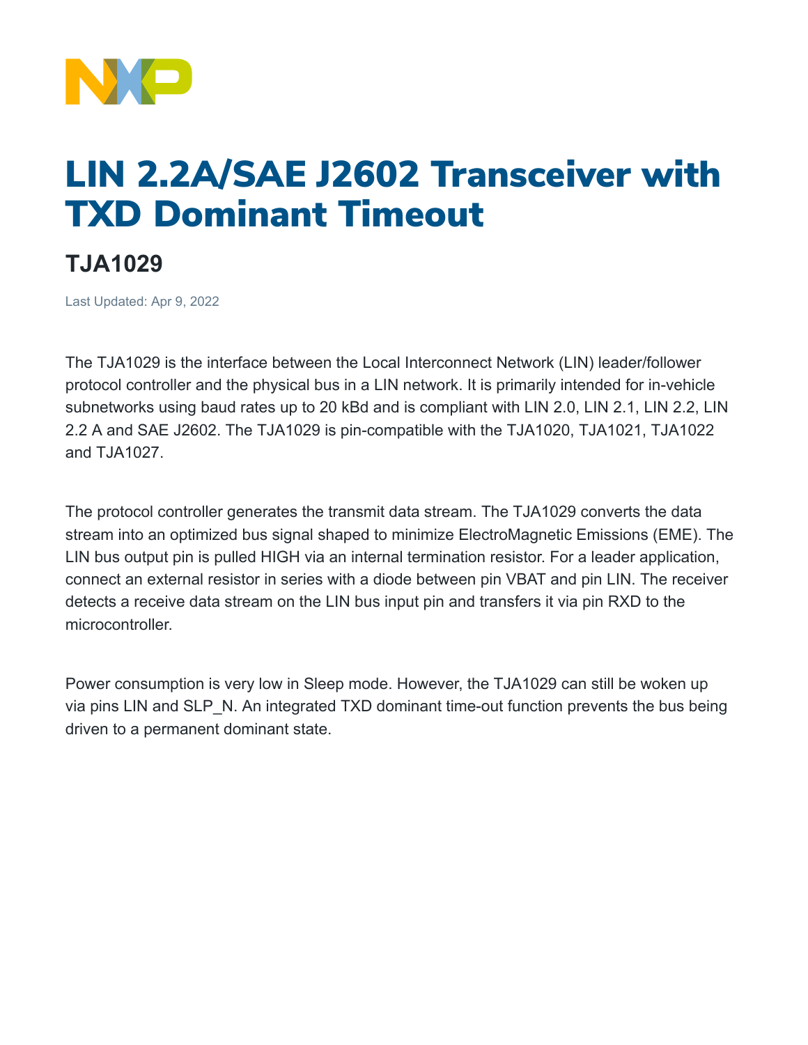# LIN 2.2A/SAE J2602 Transceiver with TXD Dominant Timeout

## TJA1029

Last Updated: Apr 9, 2022

The TJA1029 is the interface between the Local Interconnect Network (LIN) leader/follower protocol controller and the physical bus in a LIN network. It is primarily intended for in-vehicle subnetworks using baud rates up to 20 kBd and is compliant with LIN 2.0, LIN 2.1, LIN 2.2, LIN 2.2 A and SAE J2602. The TJA1029 is pin-compatible with the TJA1020, TJA1021, TJA1022 and TJA1027.

The protocol controller generates the transmit data stream. The TJA1029 converts the data stream into an optimized bus signal shaped to minimize ElectroMagnetic Emissions (EME). The LIN bus output pin is pulled HIGH via an internal termination resistor. For a leader application, connect an external resistor in series with a diode between pin VBAT and pin LIN. The receiver detects a receive data stream on the LIN bus input pin and transfers it via pin RXD to the microcontroller.

Power consumption is very low in Sleep mode. However, the TJA1029 can still be woken up via pins LIN and SLP_N. An integrated TXD dominant time-out function prevents the bus being driven to a permanent dominant state.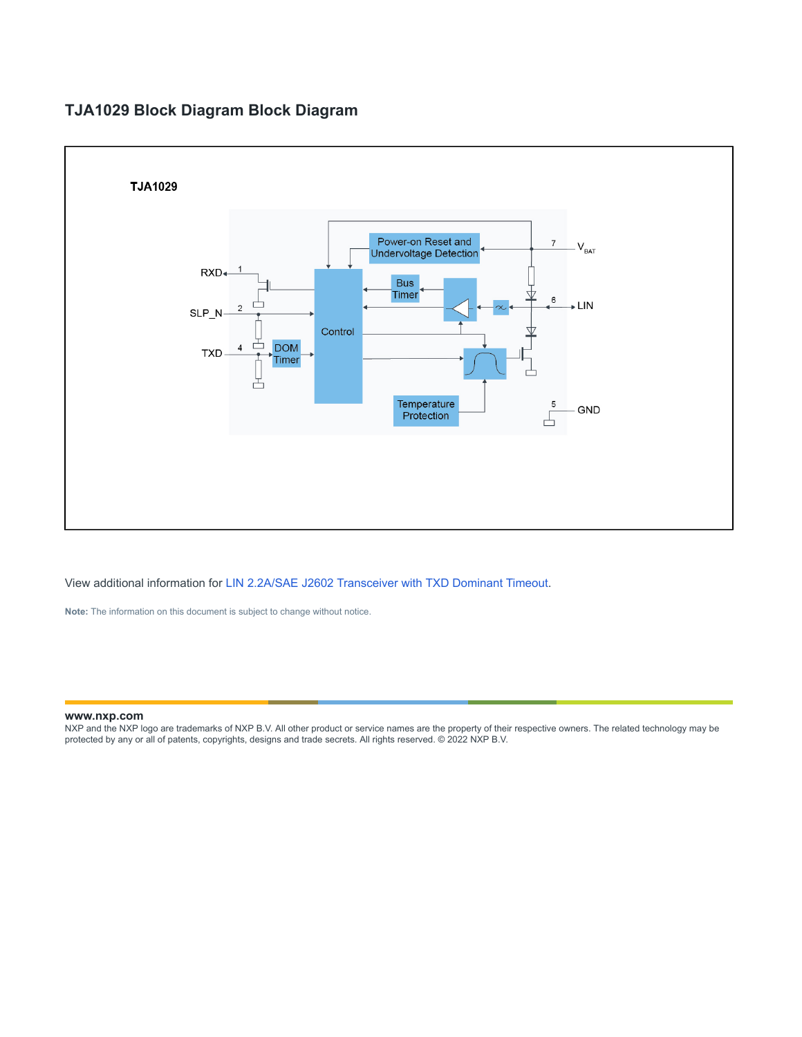## TJA1029 Block Diagram Block Diagram

TJA1029

RXD 1

SLP_N 2

TXD 4

DOM Timer

Control

Power-on Reset and Undervoltage Detection

Bus Timer

Temperature Protection

7 $V_{BAT}$

6 LIN

5 GND

View additional information for LIN 2.2A/SAE J2602 Transceiver with TXD Dominant Timeout.

**Note:** The information on this document is subject to change without notice.

**www.nxp.com**

NXP and the NXP logo are trademarks of NXP B.V. All other product or service names are the property of their respective owners. The related technology may be protected by any or all of patents, copyrights, designs and trade secrets. All rights reserved. © 2022 NXP B.V.